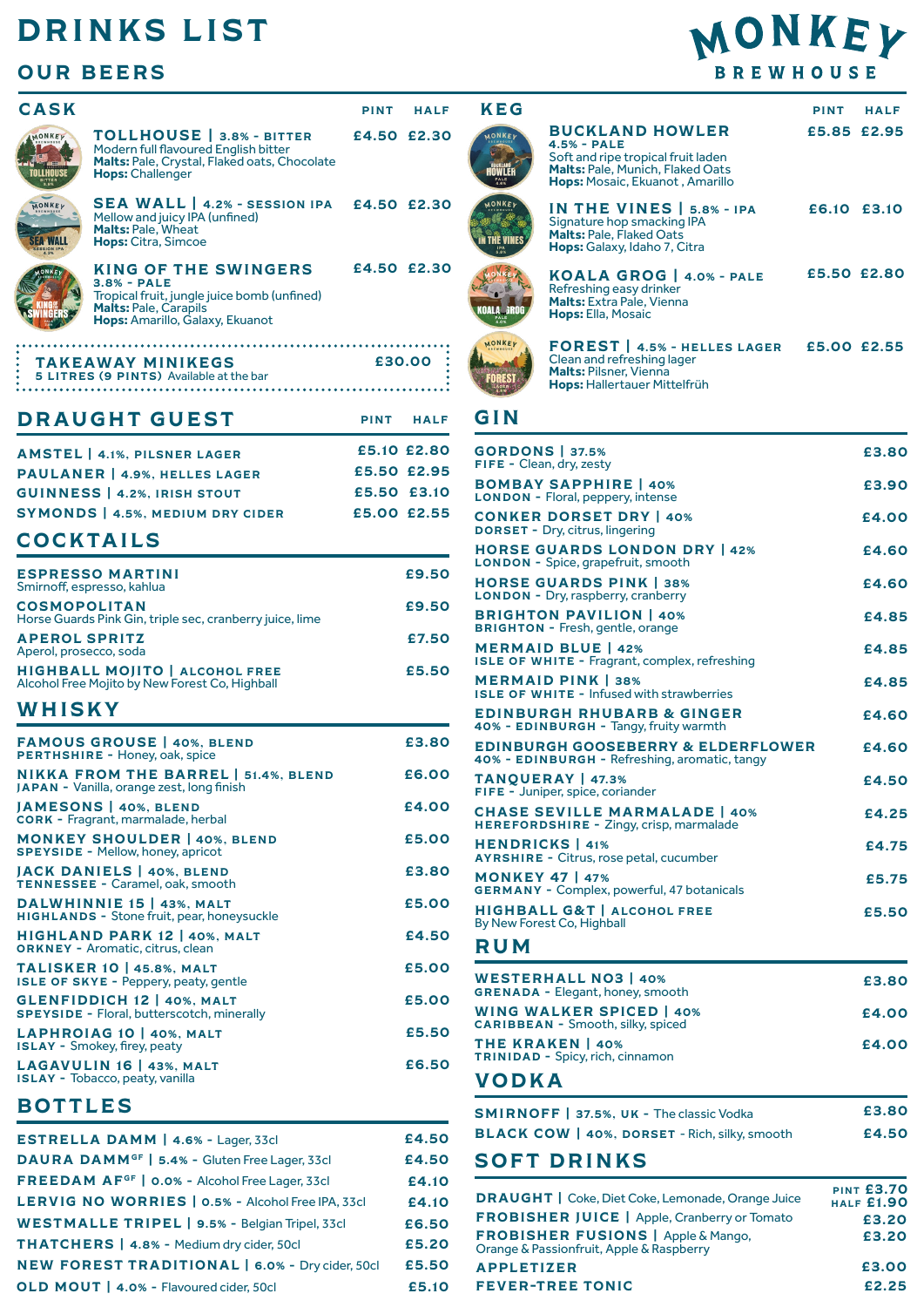# DRINKS LIST

## OUR BEERS

MONKEY BREWHOUSE

### CASK

| | PINT | HALF |
|---|---|---|
| **TOLLHOUSE \| 3.8% - BITTER**<br>Modern full flavoured English bitter<br>**Malts:** Pale, Crystal, Flaked oats, Chocolate<br>**Hops:** Challenger | £4.50 | £2.30 |
| **SEA WALL \| 4.2% - SESSION IPA**<br>Mellow and juicy IPA (unfined)<br>**Malts:** Pale, Wheat<br>**Hops:** Citra, Simcoe | £4.50 | £2.30 |
| **KING OF THE SWINGERS**<br>**3.8% - PALE**<br>Tropical fruit, jungle juice bomb (unfined)<br>**Malts:** Pale, Carapils<br>**Hops:** Amarillo, Galaxy, Ekuanot | £4.50 | £2.30 |

**TAKEAWAY MINIKEGS** £30.00
**5 LITRES (9 PINTS)** Available at the bar

### KEG

| | PINT | HALF |
|---|---|---|
| **BUCKLAND HOWLER**<br>**4.5% - PALE**<br>Soft and ripe tropical fruit laden<br>**Malts:** Pale, Munich, Flaked Oats<br>**Hops:** Mosaic, Ekuanot , Amarillo | £5.85 | £2.95 |
| **IN THE VINES \| 5.8% - IPA**<br>Signature hop smacking IPA<br>**Malts:** Pale, Flaked Oats<br>**Hops:** Galaxy, Idaho 7, Citra | £6.10 | £3.10 |
| **KOALA GROG \| 4.0% - PALE**<br>Refreshing easy drinker<br>**Malts:** Extra Pale, Vienna<br>**Hops:** Ella, Mosaic | £5.50 | £2.80 |
| **FOREST \| 4.5% - HELLES LAGER**<br>Clean and refreshing lager<br>**Malts:** Pilsner, Vienna<br>**Hops:** Hallertauer Mittelfrüh | £5.00 | £2.55 |

## DRAUGHT GUEST

| | PINT | HALF |
|---|---|---|
| **AMSTEL \| 4.1%, PILSNER LAGER** | £5.10 | £2.80 |
| **PAULANER \| 4.9%, HELLES LAGER** | £5.50 | £2.95 |
| **GUINNESS \| 4.2%, IRISH STOUT** | £5.50 | £3.10 |
| **SYMONDS \| 4.5%, MEDIUM DRY CIDER** | £5.00 | £2.55 |

## COCKTAILS

| | |
|---|---|
| **ESPRESSO MARTINI**<br>Smirnoff, espresso, kahlua | £9.50 |
| **COSMOPOLITAN**<br>Horse Guards Pink Gin, triple sec, cranberry juice, lime | £9.50 |
| **APEROL SPRITZ**<br>Aperol, prosecco, soda | £7.50 |
| **HIGHBALL MOJITO \| ALCOHOL FREE**<br>Alcohol Free Mojito by New Forest Co, Highball | £5.50 |

## WHISKY

| | |
|---|---|
| **FAMOUS GROUSE \| 40%, BLEND**<br>**PERTHSHIRE** - Honey, oak, spice | £3.80 |
| **NIKKA FROM THE BARREL \| 51.4%, BLEND**<br>**JAPAN** - Vanilla, orange zest, long finish | £6.00 |
| **JAMESONS \| 40%, BLEND**<br>**CORK** - Fragrant, marmalade, herbal | £4.00 |
| **MONKEY SHOULDER \| 40%, BLEND**<br>**SPEYSIDE** - Mellow, honey, apricot | £5.00 |
| **JACK DANIELS \| 40%, BLEND**<br>**TENNESSEE** - Caramel, oak, smooth | £3.80 |
| **DALWHINNIE 15 \| 43%, MALT**<br>**HIGHLANDS** - Stone fruit, pear, honeysuckle | £5.00 |
| **HIGHLAND PARK 12 \| 40%, MALT**<br>**ORKNEY** - Aromatic, citrus, clean | £4.50 |
| **TALISKER 10 \| 45.8%, MALT**<br>**ISLE OF SKYE** - Peppery, peaty, gentle | £5.00 |
| **GLENFIDDICH 12 \| 40%, MALT**<br>**SPEYSIDE** - Floral, butterscotch, minerally | £5.00 |
| **LAPHROIAG 10 \| 40%, MALT**<br>**ISLAY** - Smokey, firey, peaty | £5.50 |
| **LAGAVULIN 16 \| 43%, MALT**<br>**ISLAY** - Tobacco, peaty, vanilla | £6.50 |

## BOTTLES

| | |
|---|---|
| **ESTRELLA DAMM \| 4.6%** - Lager, 33cl | £4.50 |
| **DAURA DAMM**[GF] **\| 5.4%** - Gluten Free Lager, 33cl | £4.50 |
| **FREEDAM AF**[GF] **\| 0.0%** - Alcohol Free Lager, 33cl | £4.10 |
| **LERVIG NO WORRIES \| 0.5%** - Alcohol Free IPA, 33cl | £4.10 |
| **WESTMALLE TRIPEL \| 9.5%** - Belgian Tripel, 33cl | £6.50 |
| **THATCHERS \| 4.8%** - Medium dry cider, 50cl | £5.20 |
| **NEW FOREST TRADITIONAL \| 6.0%** - Dry cider, 50cl | £5.50 |
| **OLD MOUT \| 4.0%** - Flavoured cider, 50cl | £5.10 |

## GIN

| | |
|---|---|
| **GORDONS \| 37.5%**<br>**FIFE** - Clean, dry, zesty | £3.80 |
| **BOMBAY SAPPHIRE \| 40%**<br>**LONDON** - Floral, peppery, intense | £3.90 |
| **CONKER DORSET DRY \| 40%**<br>**DORSET** - Dry, citrus, lingering | £4.00 |
| **HORSE GUARDS LONDON DRY \| 42%**<br>**LONDON** - Spice, grapefruit, smooth | £4.60 |
| **HORSE GUARDS PINK \| 38%**<br>**LONDON** - Dry, raspberry, cranberry | £4.60 |
| **BRIGHTON PAVILION \| 40%**<br>**BRIGHTON** - Fresh, gentle, orange | £4.85 |
| **MERMAID BLUE \| 42%**<br>**ISLE OF WHITE** - Fragrant, complex, refreshing | £4.85 |
| **MERMAID PINK \| 38%**<br>**ISLE OF WHITE** - Infused with strawberries | £4.85 |
| **EDINBURGH RHUBARB & GINGER**<br>**40% - EDINBURGH** - Tangy, fruity warmth | £4.60 |
| **EDINBURGH GOOSEBERRY & ELDERFLOWER**<br>**40% - EDINBURGH** - Refreshing, aromatic, tangy | £4.60 |
| **TANQUERAY \| 47.3%**<br>**FIFE** - Juniper, spice, coriander | £4.50 |
| **CHASE SEVILLE MARMALADE \| 40%**<br>**HEREFORDSHIRE** - Zingy, crisp, marmalade | £4.25 |
| **HENDRICKS \| 41%**<br>**AYRSHIRE** - Citrus, rose petal, cucumber | £4.75 |
| **MONKEY 47 \| 47%**<br>**GERMANY** - Complex, powerful, 47 botanicals | £5.75 |
| **HIGHBALL G&T \| ALCOHOL FREE**<br>By New Forest Co, Highball | £5.50 |

## RUM

| | |
|---|---|
| **WESTERHALL NO3 \| 40%**<br>**GRENADA** - Elegant, honey, smooth | £3.80 |
| **WING WALKER SPICED \| 40%**<br>**CARIBBEAN** - Smooth, silky, spiced | £4.00 |
| **THE KRAKEN \| 40%**<br>**TRINIDAD** - Spicy, rich, cinnamon | £4.00 |

## VODKA

| | |
|---|---|
| **SMIRNOFF \| 37.5%, UK** - The classic Vodka | £3.80 |
| **BLACK COW \| 40%, DORSET** - Rich, silky, smooth | £4.50 |

## SOFT DRINKS

| | |
|---|---|
| **DRAUGHT \|** Coke, Diet Coke, Lemonade, Orange Juice | PINT £3.70<br>HALF £1.90 |
| **FROBISHER JUICE \|** Apple, Cranberry or Tomato | £3.20 |
| **FROBISHER FUSIONS \|** Apple & Mango, Orange & Passionfruit, Apple & Raspberry | £3.20 |
| **APPLETIZER** | £3.00 |
| **FEVER-TREE TONIC** | £2.25 |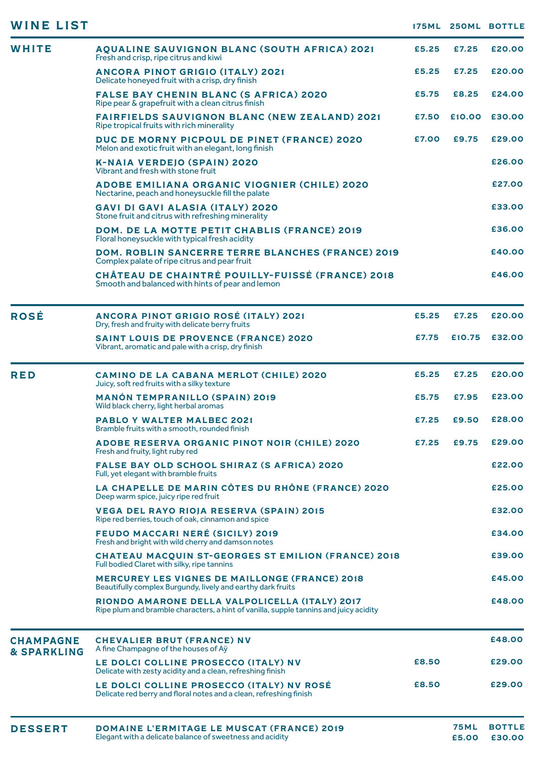# WINE LIST

| | | 175ML | 250ML | BOTTLE |
|---|---|---|---|---|
| **WHITE** | **AQUALINE SAUVIGNON BLANC (SOUTH AFRICA) 2021**<br>Fresh and crisp, ripe citrus and kiwi | £5.25 | £7.25 | £20.00 |
| | **ANCORA PINOT GRIGIO (ITALY) 2021**<br>Delicate honeyed fruit with a crisp, dry finish | £5.25 | £7.25 | £20.00 |
| | **FALSE BAY CHENIN BLANC (S AFRICA) 2020**<br>Ripe pear & grapefruit with a clean citrus finish | £5.75 | £8.25 | £24.00 |
| | **FAIRFIELDS SAUVIGNON BLANC (NEW ZEALAND) 2021**<br>Ripe tropical fruits with rich minerality | £7.50 | £10.00 | £30.00 |
| | **DUC DE MORNY PICPOUL DE PINET (FRANCE) 2020**<br>Melon and exotic fruit with an elegant, long finish | £7.00 | £9.75 | £29.00 |
| | **K-NAIA VERDEJO (SPAIN) 2020**<br>Vibrant and fresh with stone fruit | | | £26.00 |
| | **ADOBE EMILIANA ORGANIC VIOGNIER (CHILE) 2020**<br>Nectarine, peach and honeysuckle fill the palate | | | £27.00 |
| | **GAVI DI GAVI ALASIA (ITALY) 2020**<br>Stone fruit and citrus with refreshing minerality | | | £33.00 |
| | **DOM. DE LA MOTTE PETIT CHABLIS (FRANCE) 2019**<br>Floral honeysuckle with typical fresh acidity | | | £36.00 |
| | **DOM. ROBLIN SANCERRE TERRE BLANCHES (FRANCE) 2019**<br>Complex palate of ripe citrus and pear fruit | | | £40.00 |
| | **CHÂTEAU DE CHAINTRÉ POUILLY-FUISSÉ (FRANCE) 2018**<br>Smooth and balanced with hints of pear and lemon | | | £46.00 |
| **ROSÉ** | **ANCORA PINOT GRIGIO ROSÉ (ITALY) 2021**<br>Dry, fresh and fruity with delicate berry fruits | £5.25 | £7.25 | £20.00 |
| | **SAINT LOUIS DE PROVENCE (FRANCE) 2020**<br>Vibrant, aromatic and pale with a crisp, dry finish | £7.75 | £10.75 | £32.00 |
| **RED** | **CAMINO DE LA CABANA MERLOT (CHILE) 2020**<br>Juicy, soft red fruits with a silky texture | £5.25 | £7.25 | £20.00 |
| | **MANÓN TEMPRANILLO (SPAIN) 2019**<br>Wild black cherry, light herbal aromas | £5.75 | £7.95 | £23.00 |
| | **PABLO Y WALTER MALBEC 2021**<br>Bramble fruits with a smooth, rounded finish | £7.25 | £9.50 | £28.00 |
| | **ADOBE RESERVA ORGANIC PINOT NOIR (CHILE) 2020**<br>Fresh and fruity, light ruby red | £7.25 | £9.75 | £29.00 |
| | **FALSE BAY OLD SCHOOL SHIRAZ (S AFRICA) 2020**<br>Full, yet elegant with bramble fruits | | | £22.00 |
| | **LA CHAPELLE DE MARIN CÔTES DU RHÔNE (FRANCE) 2020**<br>Deep warm spice, juicy ripe red fruit | | | £25.00 |
| | **VEGA DEL RAYO RIOJA RESERVA (SPAIN) 2015**<br>Ripe red berries, touch of oak, cinnamon and spice | | | £32.00 |
| | **FEUDO MACCARI NERÉ (SICILY) 2019**<br>Fresh and bright with wild cherry and damson notes | | | £34.00 |
| | **CHATEAU MACQUIN ST-GEORGES ST EMILION (FRANCE) 2018**<br>Full bodied Claret with silky, ripe tannins | | | £39.00 |
| | **MERCUREY LES VIGNES DE MAILLONGE (FRANCE) 2018**<br>Beautifully complex Burgundy, lively and earthy dark fruits | | | £45.00 |
| | **RIONDO AMARONE DELLA VALPOLICELLA (ITALY) 2017**<br>Ripe plum and bramble characters, a hint of vanilla, supple tannins and juicy acidity | | | £48.00 |
| **CHAMPAGNE & SPARKLING** | **CHEVALIER BRUT (FRANCE) NV**<br>A fine Champagne of the houses of Aÿ | | | £48.00 |
| | **LE DOLCI COLLINE PROSECCO (ITALY) NV**<br>Delicate with zesty acidity and a clean, refreshing finish | £8.50 | | £29.00 |
| | **LE DOLCI COLLINE PROSECCO (ITALY) NV ROSÉ**<br>Delicate red berry and floral notes and a clean, refreshing finish | £8.50 | | £29.00 |

| | | 75ML | BOTTLE |
|---|---|---|---|
| **DESSERT** | **DOMAINE L'ERMITAGE LE MUSCAT (FRANCE) 2019**<br>Elegant with a delicate balance of sweetness and acidity | £5.00 | £30.00 |